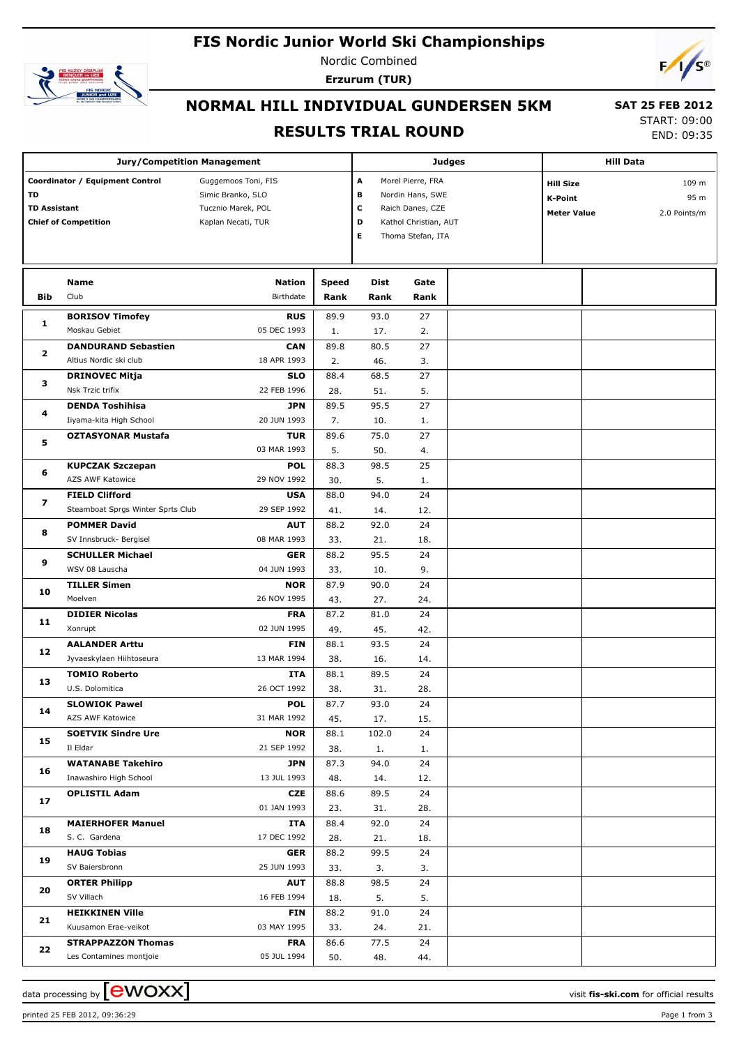# FIS Nordic Junior World Ski Championships

Nordic Combined

**Erzurum (TUR)**

## NORMAL HILL INDIVIDUAL GUNDERSEN 5KM

## RESULTS TRIAL ROUND

**SAT 25 FEB 2012**

START: 09:00

END: 09:35

| Jury/Competition Management | |
|---|---|
| **Coordinator / Equipment Control** | Guggemoos Toni, FIS |
| **TD** | Simic Branko, SLO |
| **TD Assistant** | Tucznio Marek, POL |
| **Chief of Competition** | Kaplan Necati, TUR |

| Judges | |
|---|---|
| **A** | Morel Pierre, FRA |
| **B** | Nordin Hans, SWE |
| **C** | Raich Danes, CZE |
| **D** | Kathol Christian, AUT |
| **E** | Thoma Stefan, ITA |

| Hill Data | |
|---|---|
| **Hill Size** | 109 m |
| **K-Point** | 95 m |
| **Meter Value** | 2.0 Points/m |

| Bib | Name / Club | Nation / Birthdate | Speed / Rank | Dist / Rank | Gate / Rank |
|---|---|---|---|---|---|
| 1 | **BORISOV Timofey**<br>Moskau Gebiet | **RUS**<br>05 DEC 1993 | 89.9<br>1. | 93.0<br>17. | 27<br>2. |
| 2 | **DANDURAND Sebastien**<br>Altius Nordic ski club | **CAN**<br>18 APR 1993 | 89.8<br>2. | 80.5<br>46. | 27<br>3. |
| 3 | **DRINOVEC Mitja**<br>Nsk Trzic trifix | **SLO**<br>22 FEB 1996 | 88.4<br>28. | 68.5<br>51. | 27<br>5. |
| 4 | **DENDA Toshihisa**<br>Iiyama-kita High School | **JPN**<br>20 JUN 1993 | 89.5<br>7. | 95.5<br>10. | 27<br>1. |
| 5 | **OZTASYONAR Mustafa** | **TUR**<br>03 MAR 1993 | 89.6<br>5. | 75.0<br>50. | 27<br>4. |
| 6 | **KUPCZAK Szczepan**<br>AZS AWF Katowice | **POL**<br>29 NOV 1992 | 88.3<br>30. | 98.5<br>5. | 25<br>1. |
| 7 | **FIELD Clifford**<br>Steamboat Sprgs Winter Sprts Club | **USA**<br>29 SEP 1992 | 88.0<br>41. | 94.0<br>14. | 24<br>12. |
| 8 | **POMMER David**<br>SV Innsbruck- Bergisel | **AUT**<br>08 MAR 1993 | 88.2<br>33. | 92.0<br>21. | 24<br>18. |
| 9 | **SCHULLER Michael**<br>WSV 08 Lauscha | **GER**<br>04 JUN 1993 | 88.2<br>33. | 95.5<br>10. | 24<br>9. |
| 10 | **TILLER Simen**<br>Moelven | **NOR**<br>26 NOV 1995 | 87.9<br>43. | 90.0<br>27. | 24<br>24. |
| 11 | **DIDIER Nicolas**<br>Xonrupt | **FRA**<br>02 JUN 1995 | 87.2<br>49. | 81.0<br>45. | 24<br>42. |
| 12 | **AALANDER Arttu**<br>Jyvaeskylaen Hiihtoseura | **FIN**<br>13 MAR 1994 | 88.1<br>38. | 93.5<br>16. | 24<br>14. |
| 13 | **TOMIO Roberto**<br>U.S. Dolomitica | **ITA**<br>26 OCT 1992 | 88.1<br>38. | 89.5<br>31. | 24<br>28. |
| 14 | **SLOWIOK Pawel**<br>AZS AWF Katowice | **POL**<br>31 MAR 1992 | 87.7<br>45. | 93.0<br>17. | 24<br>15. |
| 15 | **SOETVIK Sindre Ure**<br>Il Eldar | **NOR**<br>21 SEP 1992 | 88.1<br>38. | 102.0<br>1. | 24<br>1. |
| 16 | **WATANABE Takehiro**<br>Inawashiro High School | **JPN**<br>13 JUL 1993 | 87.3<br>48. | 94.0<br>14. | 24<br>12. |
| 17 | **OPLISTIL Adam** | **CZE**<br>01 JAN 1993 | 88.6<br>23. | 89.5<br>31. | 24<br>28. |
| 18 | **MAIERHOFER Manuel**<br>S. C. Gardena | **ITA**<br>17 DEC 1992 | 88.4<br>28. | 92.0<br>21. | 24<br>18. |
| 19 | **HAUG Tobias**<br>SV Baiersbronn | **GER**<br>25 JUN 1993 | 88.2<br>33. | 99.5<br>3. | 24<br>3. |
| 20 | **ORTER Philipp**<br>SV Villach | **AUT**<br>16 FEB 1994 | 88.8<br>18. | 98.5<br>5. | 24<br>5. |
| 21 | **HEIKKINEN Ville**<br>Kuusamon Erae-veikot | **FIN**<br>03 MAY 1995 | 88.2<br>33. | 91.0<br>24. | 24<br>21. |
| 22 | **STRAPPAZZON Thomas**<br>Les Contamines montjoie | **FRA**<br>05 JUL 1994 | 86.6<br>50. | 77.5<br>48. | 24<br>44. |

data processing by ewoxx — visit fis-ski.com for official results

printed 25 FEB 2012, 09:36:29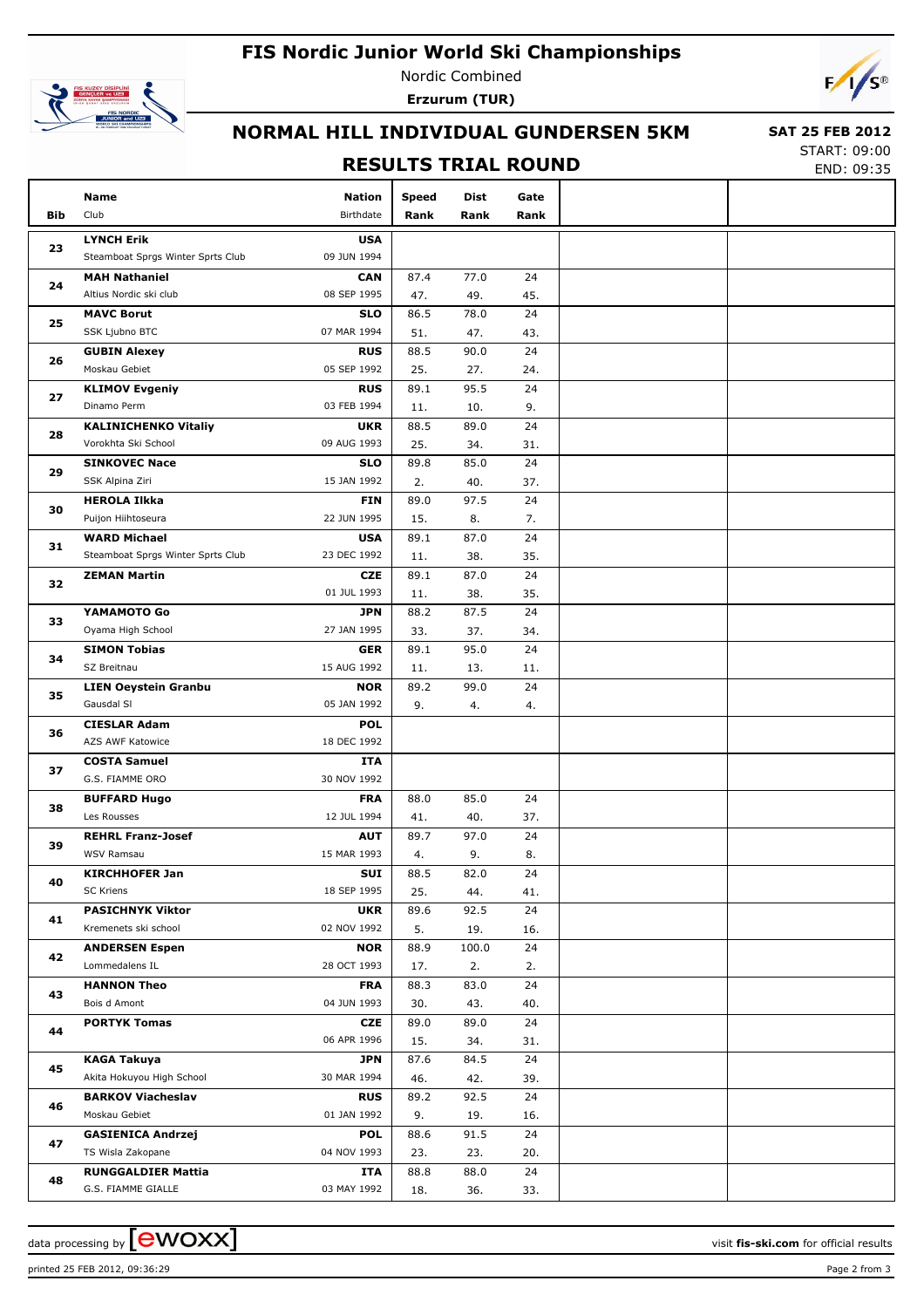# FIS Nordic Junior World Ski Championships

Nordic Combined

**Erzurum (TUR)**

## NORMAL HILL INDIVIDUAL GUNDERSEN 5KM

**SAT 25 FEB 2012**

START: 09:00

END: 09:35

## RESULTS TRIAL ROUND

| Bib | Name / Club | Nation / Birthdate | Speed / Rank | Dist / Rank | Gate / Rank | | |
|---|---|---|---|---|---|---|---|
| 23 | **LYNCH Erik** | **USA** | | | | | |
| | Steamboat Sprgs Winter Sprts Club | 09 JUN 1994 | | | | | |
| 24 | **MAH Nathaniel** | **CAN** | 87.4 | 77.0 | 24 | | |
| | Altius Nordic ski club | 08 SEP 1995 | 47. | 49. | 45. | | |
| 25 | **MAVC Borut** | **SLO** | 86.5 | 78.0 | 24 | | |
| | SSK Ljubno BTC | 07 MAR 1994 | 51. | 47. | 43. | | |
| 26 | **GUBIN Alexey** | **RUS** | 88.5 | 90.0 | 24 | | |
| | Moskau Gebiet | 05 SEP 1992 | 25. | 27. | 24. | | |
| 27 | **KLIMOV Evgeniy** | **RUS** | 89.1 | 95.5 | 24 | | |
| | Dinamo Perm | 03 FEB 1994 | 11. | 10. | 9. | | |
| 28 | **KALINICHENKO Vitaliy** | **UKR** | 88.5 | 89.0 | 24 | | |
| | Vorokhta Ski School | 09 AUG 1993 | 25. | 34. | 31. | | |
| 29 | **SINKOVEC Nace** | **SLO** | 89.8 | 85.0 | 24 | | |
| | SSK Alpina Ziri | 15 JAN 1992 | 2. | 40. | 37. | | |
| 30 | **HEROLA Ilkka** | **FIN** | 89.0 | 97.5 | 24 | | |
| | Puijon Hiihtoseura | 22 JUN 1995 | 15. | 8. | 7. | | |
| 31 | **WARD Michael** | **USA** | 89.1 | 87.0 | 24 | | |
| | Steamboat Sprgs Winter Sprts Club | 23 DEC 1992 | 11. | 38. | 35. | | |
| 32 | **ZEMAN Martin** | **CZE** | 89.1 | 87.0 | 24 | | |
| | | 01 JUL 1993 | 11. | 38. | 35. | | |
| 33 | **YAMAMOTO Go** | **JPN** | 88.2 | 87.5 | 24 | | |
| | Oyama High School | 27 JAN 1995 | 33. | 37. | 34. | | |
| 34 | **SIMON Tobias** | **GER** | 89.1 | 95.0 | 24 | | |
| | SZ Breitnau | 15 AUG 1992 | 11. | 13. | 11. | | |
| 35 | **LIEN Oeystein Granbu** | **NOR** | 89.2 | 99.0 | 24 | | |
| | Gausdal Sl | 05 JAN 1992 | 9. | 4. | 4. | | |
| 36 | **CIESLAR Adam** | **POL** | | | | | |
| | AZS AWF Katowice | 18 DEC 1992 | | | | | |
| 37 | **COSTA Samuel** | **ITA** | | | | | |
| | G.S. FIAMME ORO | 30 NOV 1992 | | | | | |
| 38 | **BUFFARD Hugo** | **FRA** | 88.0 | 85.0 | 24 | | |
| | Les Rousses | 12 JUL 1994 | 41. | 40. | 37. | | |
| 39 | **REHRL Franz-Josef** | **AUT** | 89.7 | 97.0 | 24 | | |
| | WSV Ramsau | 15 MAR 1993 | 4. | 9. | 8. | | |
| 40 | **KIRCHHOFER Jan** | **SUI** | 88.5 | 82.0 | 24 | | |
| | SC Kriens | 18 SEP 1995 | 25. | 44. | 41. | | |
| 41 | **PASICHNYK Viktor** | **UKR** | 89.6 | 92.5 | 24 | | |
| | Kremenets ski school | 02 NOV 1992 | 5. | 19. | 16. | | |
| 42 | **ANDERSEN Espen** | **NOR** | 88.9 | 100.0 | 24 | | |
| | Lommedalens IL | 28 OCT 1993 | 17. | 2. | 2. | | |
| 43 | **HANNON Theo** | **FRA** | 88.3 | 83.0 | 24 | | |
| | Bois d Amont | 04 JUN 1993 | 30. | 43. | 40. | | |
| 44 | **PORTYK Tomas** | **CZE** | 89.0 | 89.0 | 24 | | |
| | | 06 APR 1996 | 15. | 34. | 31. | | |
| 45 | **KAGA Takuya** | **JPN** | 87.6 | 84.5 | 24 | | |
| | Akita Hokuyou High School | 30 MAR 1994 | 46. | 42. | 39. | | |
| 46 | **BARKOV Viacheslav** | **RUS** | 89.2 | 92.5 | 24 | | |
| | Moskau Gebiet | 01 JAN 1992 | 9. | 19. | 16. | | |
| 47 | **GASIENICA Andrzej** | **POL** | 88.6 | 91.5 | 24 | | |
| | TS Wisla Zakopane | 04 NOV 1993 | 23. | 23. | 20. | | |
| 48 | **RUNGGALDIER Mattia** | **ITA** | 88.8 | 88.0 | 24 | | |
| | G.S. FIAMME GIALLE | 03 MAY 1992 | 18. | 36. | 33. | | |

data processing by ewoxx — visit **fis-ski.com** for official results

printed 25 FEB 2012, 09:36:29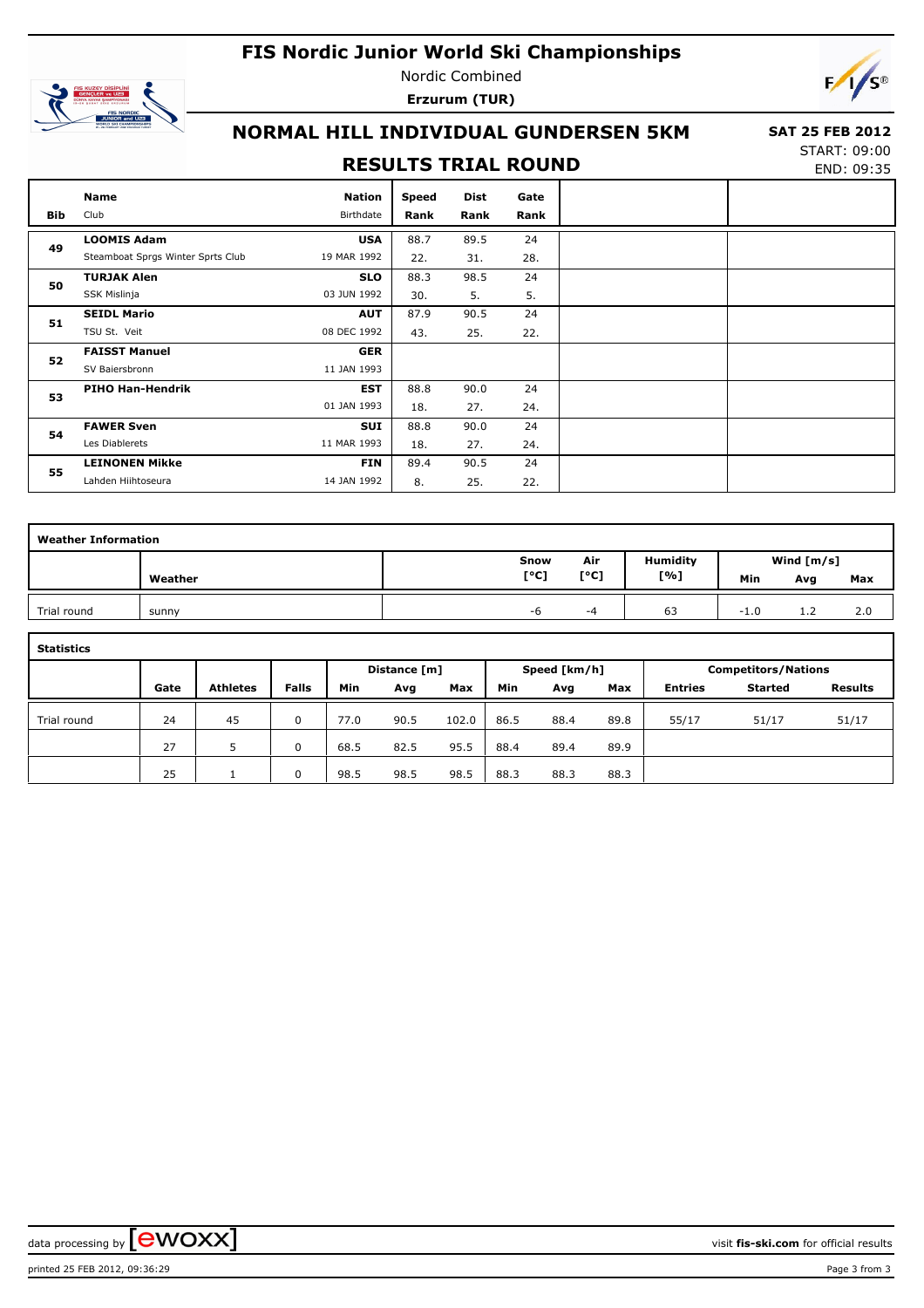# FIS Nordic Junior World Ski Championships

Nordic Combined

**Erzurum (TUR)**

## NORMAL HILL INDIVIDUAL GUNDERSEN 5KM

**SAT 25 FEB 2012**

START: 09:00
END: 09:35

## RESULTS TRIAL ROUND

| Bib | Name / Club | Nation / Birthdate | Speed / Rank | Dist / Rank | Gate / Rank | | |
|---|---|---|---|---|---|---|---|
| 49 | **LOOMIS Adam** | **USA** | 88.7 | 89.5 | 24 | | |
| | Steamboat Sprgs Winter Sprts Club | 19 MAR 1992 | 22. | 31. | 28. | | |
| 50 | **TURJAK Alen** | **SLO** | 88.3 | 98.5 | 24 | | |
| | SSK Mislinja | 03 JUN 1992 | 30. | 5. | 5. | | |
| 51 | **SEIDL Mario** | **AUT** | 87.9 | 90.5 | 24 | | |
| | TSU St. Veit | 08 DEC 1992 | 43. | 25. | 22. | | |
| 52 | **FAISST Manuel** | **GER** | | | | | |
| | SV Baiersbronn | 11 JAN 1993 | | | | | |
| 53 | **PIHO Han-Hendrik** | **EST** | 88.8 | 90.0 | 24 | | |
| | | 01 JAN 1993 | 18. | 27. | 24. | | |
| 54 | **FAWER Sven** | **SUI** | 88.8 | 90.0 | 24 | | |
| | Les Diablerets | 11 MAR 1993 | 18. | 27. | 24. | | |
| 55 | **LEINONEN Mikke** | **FIN** | 89.4 | 90.5 | 24 | | |
| | Lahden Hiihtoseura | 14 JAN 1992 | 8. | 25. | 22. | | |

**Weather Information**

| | Weather | Snow [°C] | Air [°C] | Humidity [%] | Wind [m/s] Min | Avg | Max |
|---|---|---|---|---|---|---|---|
| Trial round | sunny | -6 | -4 | 63 | -1.0 | 1.2 | 2.0 |

**Statistics**

| | Gate | Athletes | Falls | Distance [m] Min | Avg | Max | Speed [km/h] Min | Avg | Max | Competitors/Nations Entries | Started | Results |
|---|---|---|---|---|---|---|---|---|---|---|---|---|
| Trial round | 24 | 45 | 0 | 77.0 | 90.5 | 102.0 | 86.5 | 88.4 | 89.8 | 55/17 | 51/17 | 51/17 |
| | 27 | 5 | 0 | 68.5 | 82.5 | 95.5 | 88.4 | 89.4 | 89.9 | | | |
| | 25 | 1 | 0 | 98.5 | 98.5 | 98.5 | 88.3 | 88.3 | 88.3 | | | |

data processing by [ewoxx]

visit **fis-ski.com** for official results

printed 25 FEB 2012, 09:36:29